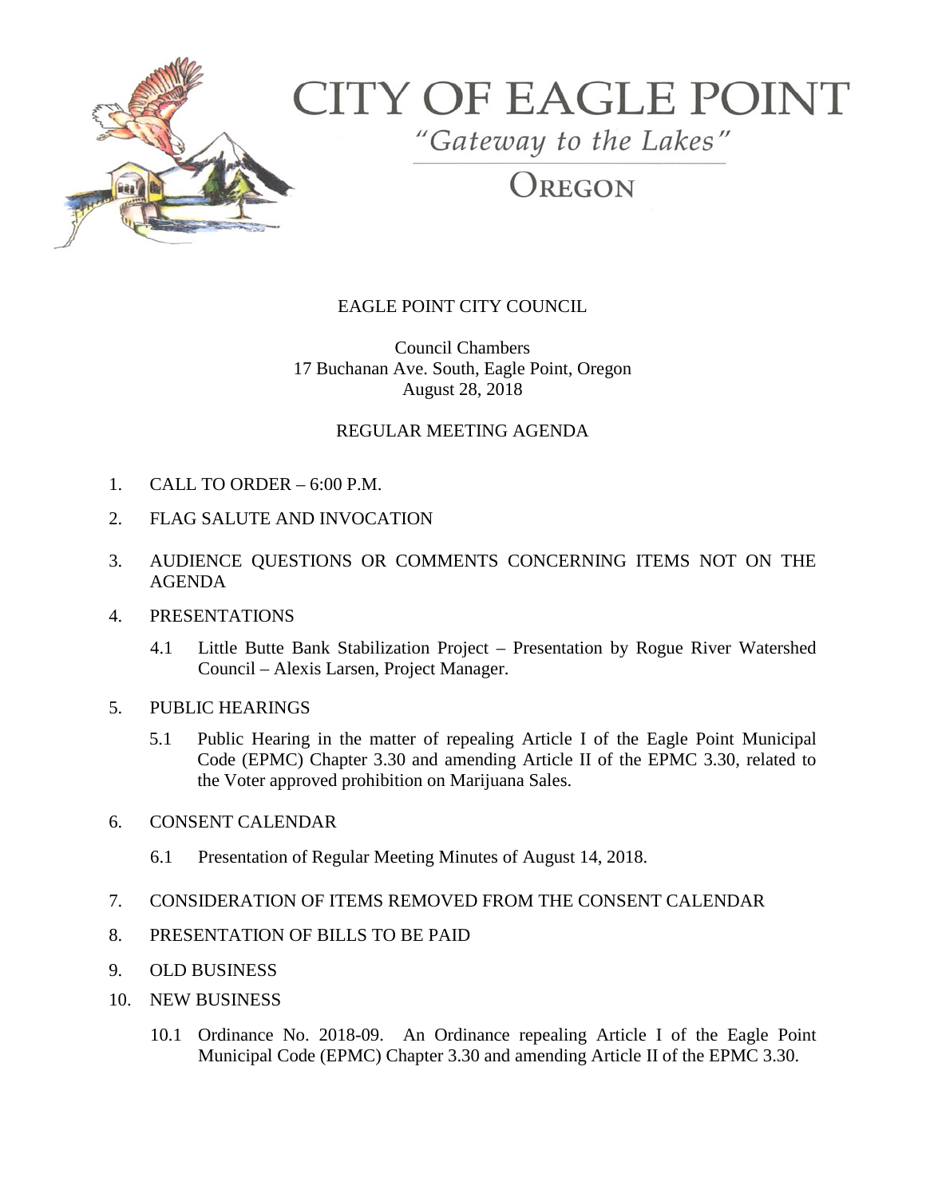# CITY OF EAGLE POINT

*"Gateway to the Lakes"*

OREGON

EAGLE POINT CITY COUNCIL

Council Chambers
17 Buchanan Ave. South, Eagle Point, Oregon
August 28, 2018

REGULAR MEETING AGENDA

1. CALL TO ORDER – 6:00 P.M.

2. FLAG SALUTE AND INVOCATION

3. AUDIENCE QUESTIONS OR COMMENTS CONCERNING ITEMS NOT ON THE AGENDA

4. PRESENTATIONS

   4.1 Little Butte Bank Stabilization Project – Presentation by Rogue River Watershed Council – Alexis Larsen, Project Manager.

5. PUBLIC HEARINGS

   5.1 Public Hearing in the matter of repealing Article I of the Eagle Point Municipal Code (EPMC) Chapter 3.30 and amending Article II of the EPMC 3.30, related to the Voter approved prohibition on Marijuana Sales.

6. CONSENT CALENDAR

   6.1 Presentation of Regular Meeting Minutes of August 14, 2018.

7. CONSIDERATION OF ITEMS REMOVED FROM THE CONSENT CALENDAR

8. PRESENTATION OF BILLS TO BE PAID

9. OLD BUSINESS

10. NEW BUSINESS

    10.1 Ordinance No. 2018-09. An Ordinance repealing Article I of the Eagle Point Municipal Code (EPMC) Chapter 3.30 and amending Article II of the EPMC 3.30.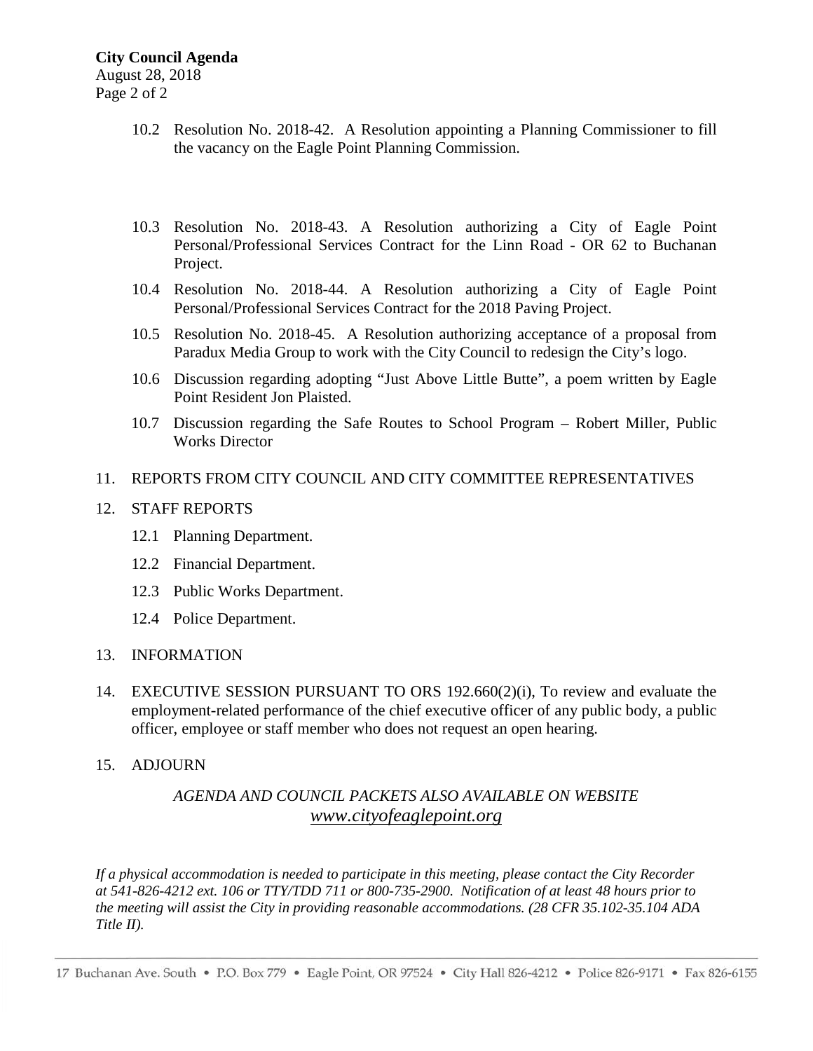10.2 Resolution No. 2018-42. A Resolution appointing a Planning Commissioner to fill the vacancy on the Eagle Point Planning Commission.

10.3 Resolution No. 2018-43. A Resolution authorizing a City of Eagle Point Personal/Professional Services Contract for the Linn Road - OR 62 to Buchanan Project.

10.4 Resolution No. 2018-44. A Resolution authorizing a City of Eagle Point Personal/Professional Services Contract for the 2018 Paving Project.

10.5 Resolution No. 2018-45. A Resolution authorizing acceptance of a proposal from Paradux Media Group to work with the City Council to redesign the City's logo.

10.6 Discussion regarding adopting "Just Above Little Butte", a poem written by Eagle Point Resident Jon Plaisted.

10.7 Discussion regarding the Safe Routes to School Program – Robert Miller, Public Works Director

11. REPORTS FROM CITY COUNCIL AND CITY COMMITTEE REPRESENTATIVES

12. STAFF REPORTS

    12.1 Planning Department.

    12.2 Financial Department.

    12.3 Public Works Department.

    12.4 Police Department.

13. INFORMATION

14. EXECUTIVE SESSION PURSUANT TO ORS 192.660(2)(i), To review and evaluate the employment-related performance of the chief executive officer of any public body, a public officer, employee or staff member who does not request an open hearing.

15. ADJOURN

*AGENDA AND COUNCIL PACKETS ALSO AVAILABLE ON WEBSITE*
*www.cityofeaglepoint.org*

*If a physical accommodation is needed to participate in this meeting, please contact the City Recorder at 541-826-4212 ext. 106 or TTY/TDD 711 or 800-735-2900. Notification of at least 48 hours prior to the meeting will assist the City in providing reasonable accommodations. (28 CFR 35.102-35.104 ADA Title II).*

17 Buchanan Ave. South • P.O. Box 779 • Eagle Point, OR 97524 • City Hall 826-4212 • Police 826-9171 • Fax 826-6155